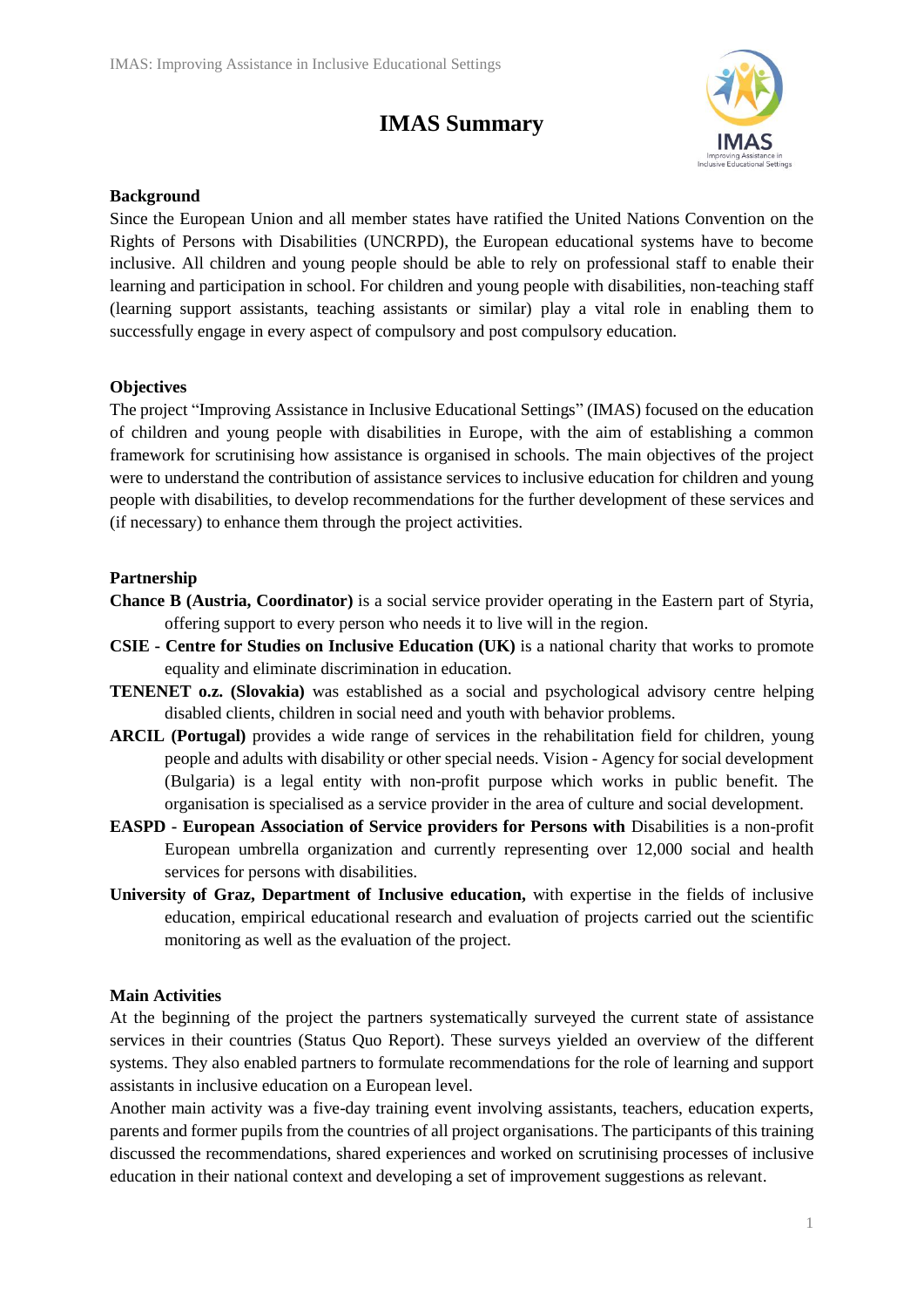# IMAS Summary

**Background**

Since the European Union and all member states have ratified the United Nations Convention on the Rights of Persons with Disabilities (UNCRPD), the European educational systems have to become inclusive. All children and young people should be able to rely on professional staff to enable their learning and participation in school. For children and young people with disabilities, non-teaching staff (learning support assistants, teaching assistants or similar) play a vital role in enabling them to successfully engage in every aspect of compulsory and post compulsory education.

**Objectives**

The project "Improving Assistance in Inclusive Educational Settings" (IMAS) focused on the education of children and young people with disabilities in Europe, with the aim of establishing a common framework for scrutinising how assistance is organised in schools. The main objectives of the project were to understand the contribution of assistance services to inclusive education for children and young people with disabilities, to develop recommendations for the further development of these services and (if necessary) to enhance them through the project activities.

**Partnership**

**Chance B (Austria, Coordinator)** is a social service provider operating in the Eastern part of Styria, offering support to every person who needs it to live will in the region.

**CSIE - Centre for Studies on Inclusive Education (UK)** is a national charity that works to promote equality and eliminate discrimination in education.

**TENENET o.z. (Slovakia)** was established as a social and psychological advisory centre helping disabled clients, children in social need and youth with behavior problems.

**ARCIL (Portugal)** provides a wide range of services in the rehabilitation field for children, young people and adults with disability or other special needs. Vision - Agency for social development (Bulgaria) is a legal entity with non-profit purpose which works in public benefit. The organisation is specialised as a service provider in the area of culture and social development.

**EASPD - European Association of Service providers for Persons with** Disabilities is a non-profit European umbrella organization and currently representing over 12,000 social and health services for persons with disabilities.

**University of Graz, Department of Inclusive education,** with expertise in the fields of inclusive education, empirical educational research and evaluation of projects carried out the scientific monitoring as well as the evaluation of the project.

**Main Activities**

At the beginning of the project the partners systematically surveyed the current state of assistance services in their countries (Status Quo Report). These surveys yielded an overview of the different systems. They also enabled partners to formulate recommendations for the role of learning and support assistants in inclusive education on a European level.

Another main activity was a five-day training event involving assistants, teachers, education experts, parents and former pupils from the countries of all project organisations. The participants of this training discussed the recommendations, shared experiences and worked on scrutinising processes of inclusive education in their national context and developing a set of improvement suggestions as relevant.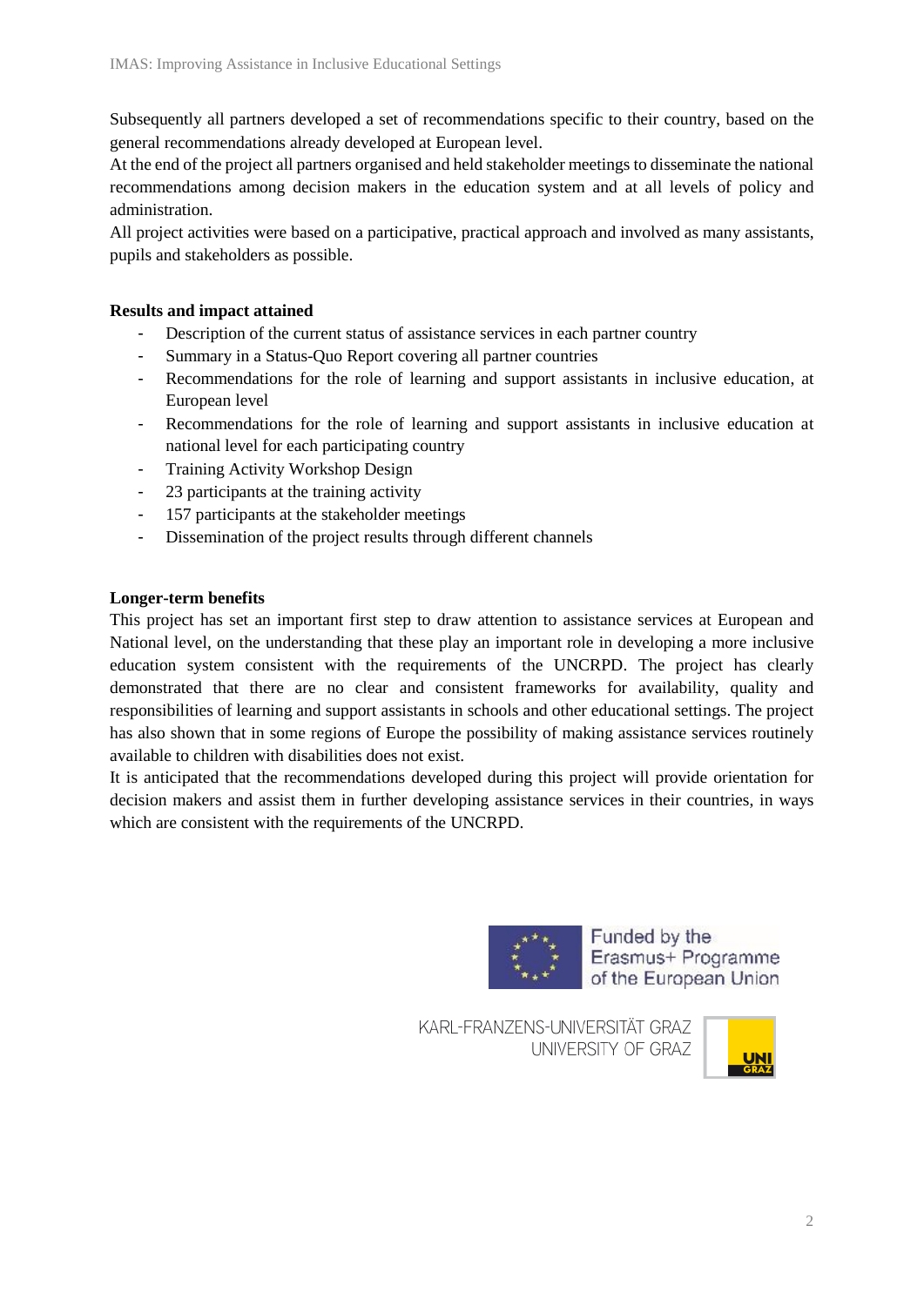Subsequently all partners developed a set of recommendations specific to their country, based on the general recommendations already developed at European level.
At the end of the project all partners organised and held stakeholder meetings to disseminate the national recommendations among decision makers in the education system and at all levels of policy and administration.
All project activities were based on a participative, practical approach and involved as many assistants, pupils and stakeholders as possible.

**Results and impact attained**

- Description of the current status of assistance services in each partner country
- Summary in a Status-Quo Report covering all partner countries
- Recommendations for the role of learning and support assistants in inclusive education, at European level
- Recommendations for the role of learning and support assistants in inclusive education at national level for each participating country
- Training Activity Workshop Design
- 23 participants at the training activity
- 157 participants at the stakeholder meetings
- Dissemination of the project results through different channels

**Longer-term benefits**

This project has set an important first step to draw attention to assistance services at European and National level, on the understanding that these play an important role in developing a more inclusive education system consistent with the requirements of the UNCRPD. The project has clearly demonstrated that there are no clear and consistent frameworks for availability, quality and responsibilities of learning and support assistants in schools and other educational settings. The project has also shown that in some regions of Europe the possibility of making assistance services routinely available to children with disabilities does not exist.
It is anticipated that the recommendations developed during this project will provide orientation for decision makers and assist them in further developing assistance services in their countries, in ways which are consistent with the requirements of the UNCRPD.

Funded by the Erasmus+ Programme of the European Union

KARL-FRANZENS-UNIVERSITÄT GRAZ
UNIVERSITY OF GRAZ